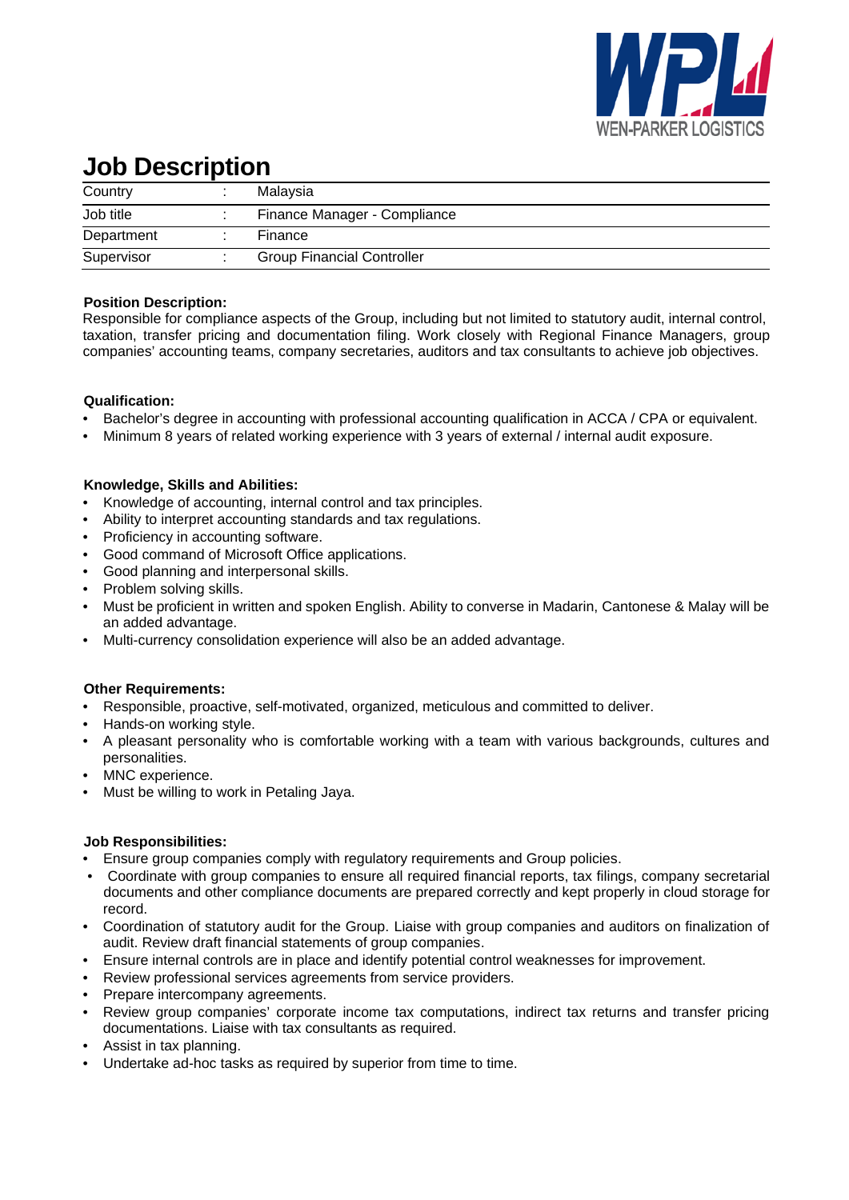# Job Description

| Country | : | Malaysia |
|---|---|---|
| Job title | : | Finance Manager - Compliance |
| Department | : | Finance |
| Supervisor | : | Group Financial Controller |

**Position Description:**

Responsible for compliance aspects of the Group, including but not limited to statutory audit, internal control, taxation, transfer pricing and documentation filing. Work closely with Regional Finance Managers, group companies' accounting teams, company secretaries, auditors and tax consultants to achieve job objectives.

**Qualification:**

- Bachelor's degree in accounting with professional accounting qualification in ACCA / CPA or equivalent.
- Minimum 8 years of related working experience with 3 years of external / internal audit exposure.

**Knowledge, Skills and Abilities:**

- Knowledge of accounting, internal control and tax principles.
- Ability to interpret accounting standards and tax regulations.
- Proficiency in accounting software.
- Good command of Microsoft Office applications.
- Good planning and interpersonal skills.
- Problem solving skills.
- Must be proficient in written and spoken English. Ability to converse in Madarin, Cantonese & Malay will be an added advantage.
- Multi-currency consolidation experience will also be an added advantage.

**Other Requirements:**

- Responsible, proactive, self-motivated, organized, meticulous and committed to deliver.
- Hands-on working style.
- A pleasant personality who is comfortable working with a team with various backgrounds, cultures and personalities.
- MNC experience.
- Must be willing to work in Petaling Jaya.

**Job Responsibilities:**

- Ensure group companies comply with regulatory requirements and Group policies.
- Coordinate with group companies to ensure all required financial reports, tax filings, company secretarial documents and other compliance documents are prepared correctly and kept properly in cloud storage for record.
- Coordination of statutory audit for the Group. Liaise with group companies and auditors on finalization of audit. Review draft financial statements of group companies.
- Ensure internal controls are in place and identify potential control weaknesses for improvement.
- Review professional services agreements from service providers.
- Prepare intercompany agreements.
- Review group companies' corporate income tax computations, indirect tax returns and transfer pricing documentations. Liaise with tax consultants as required.
- Assist in tax planning.
- Undertake ad-hoc tasks as required by superior from time to time.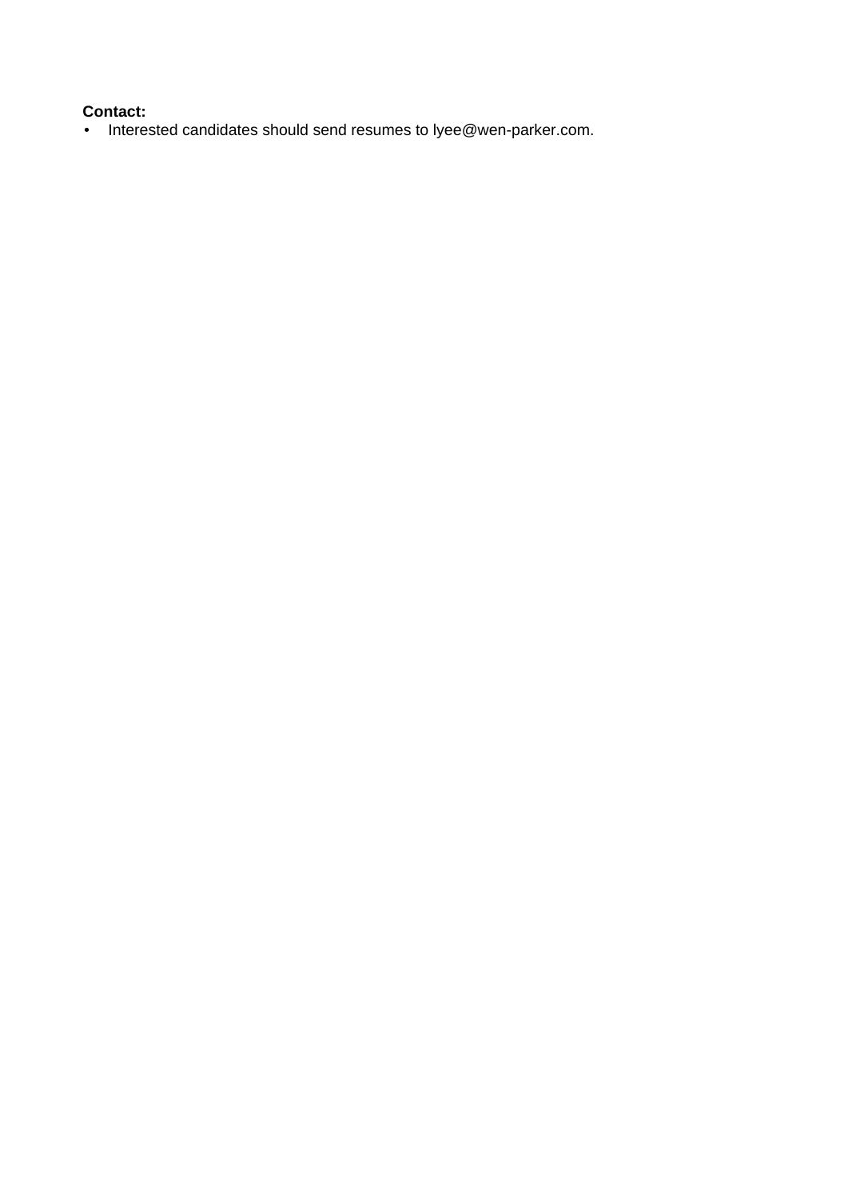**Contact:**

- Interested candidates should send resumes to lyee@wen-parker.com.